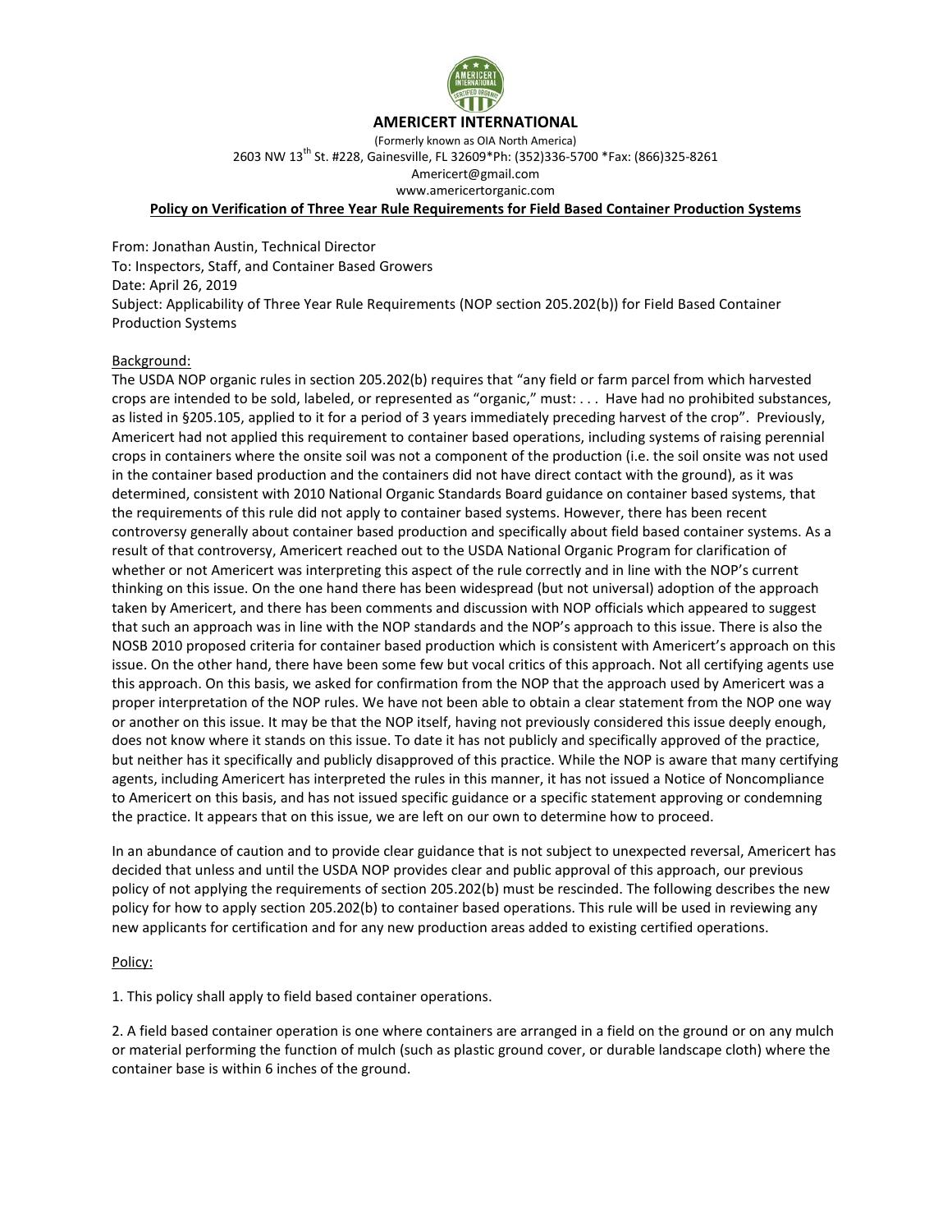# AMERICERT INTERNATIONAL

(Formerly known as OIA North America)
2603 NW 13th St. #228, Gainesville, FL 32609*Ph: (352)336-5700 *Fax: (866)325-8261
Americert@gmail.com
www.americertorganic.com

**Policy on Verification of Three Year Rule Requirements for Field Based Container Production Systems**

From: Jonathan Austin, Technical Director
To: Inspectors, Staff, and Container Based Growers
Date: April 26, 2019
Subject: Applicability of Three Year Rule Requirements (NOP section 205.202(b)) for Field Based Container Production Systems

Background:

The USDA NOP organic rules in section 205.202(b) requires that "any field or farm parcel from which harvested crops are intended to be sold, labeled, or represented as "organic," must: . . . Have had no prohibited substances, as listed in §205.105, applied to it for a period of 3 years immediately preceding harvest of the crop". Previously, Americert had not applied this requirement to container based operations, including systems of raising perennial crops in containers where the onsite soil was not a component of the production (i.e. the soil onsite was not used in the container based production and the containers did not have direct contact with the ground), as it was determined, consistent with 2010 National Organic Standards Board guidance on container based systems, that the requirements of this rule did not apply to container based systems. However, there has been recent controversy generally about container based production and specifically about field based container systems. As a result of that controversy, Americert reached out to the USDA National Organic Program for clarification of whether or not Americert was interpreting this aspect of the rule correctly and in line with the NOP's current thinking on this issue. On the one hand there has been widespread (but not universal) adoption of the approach taken by Americert, and there has been comments and discussion with NOP officials which appeared to suggest that such an approach was in line with the NOP standards and the NOP's approach to this issue. There is also the NOSB 2010 proposed criteria for container based production which is consistent with Americert's approach on this issue. On the other hand, there have been some few but vocal critics of this approach. Not all certifying agents use this approach. On this basis, we asked for confirmation from the NOP that the approach used by Americert was a proper interpretation of the NOP rules. We have not been able to obtain a clear statement from the NOP one way or another on this issue. It may be that the NOP itself, having not previously considered this issue deeply enough, does not know where it stands on this issue. To date it has not publicly and specifically approved of the practice, but neither has it specifically and publicly disapproved of this practice. While the NOP is aware that many certifying agents, including Americert has interpreted the rules in this manner, it has not issued a Notice of Noncompliance to Americert on this basis, and has not issued specific guidance or a specific statement approving or condemning the practice. It appears that on this issue, we are left on our own to determine how to proceed.

In an abundance of caution and to provide clear guidance that is not subject to unexpected reversal, Americert has decided that unless and until the USDA NOP provides clear and public approval of this approach, our previous policy of not applying the requirements of section 205.202(b) must be rescinded. The following describes the new policy for how to apply section 205.202(b) to container based operations. This rule will be used in reviewing any new applicants for certification and for any new production areas added to existing certified operations.

Policy:

1. This policy shall apply to field based container operations.

2. A field based container operation is one where containers are arranged in a field on the ground or on any mulch or material performing the function of mulch (such as plastic ground cover, or durable landscape cloth) where the container base is within 6 inches of the ground.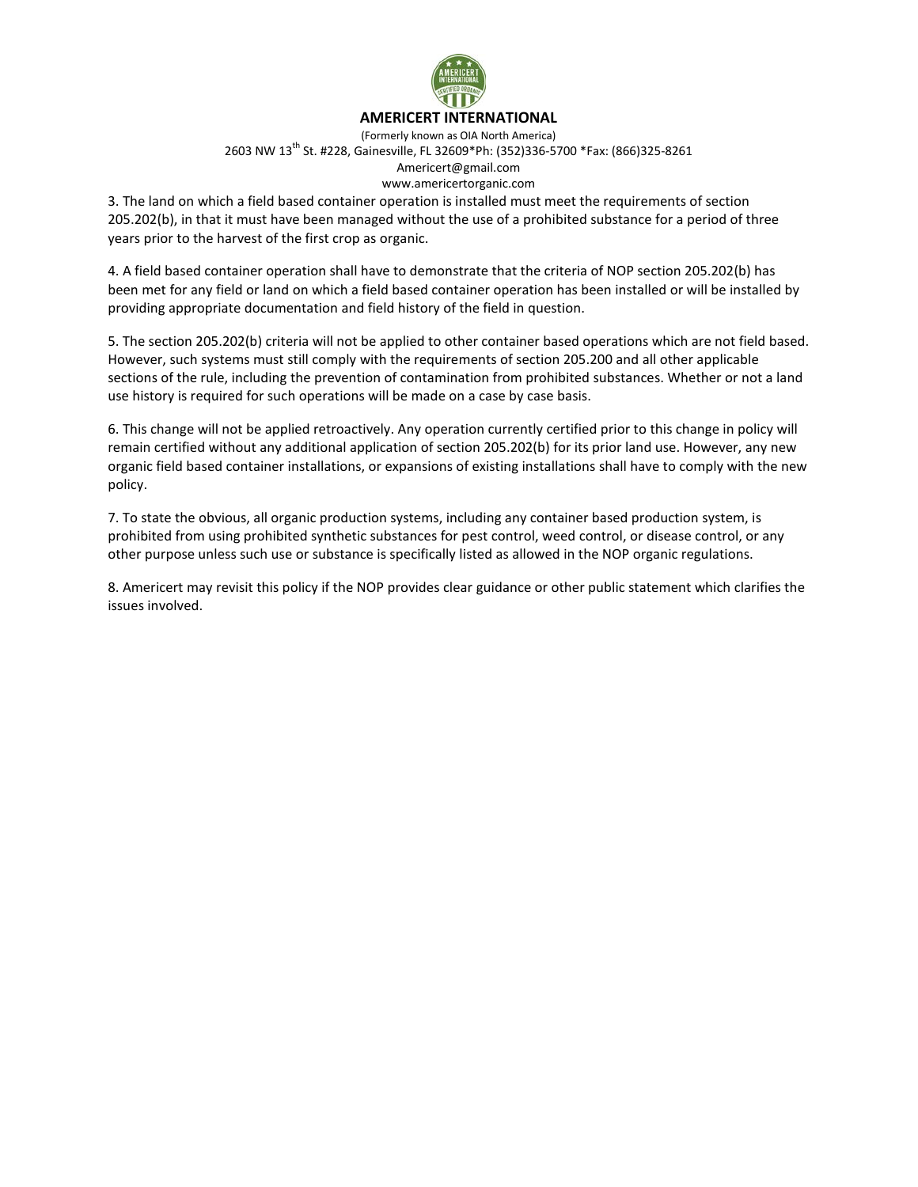3. The land on which a field based container operation is installed must meet the requirements of section 205.202(b), in that it must have been managed without the use of a prohibited substance for a period of three years prior to the harvest of the first crop as organic.

4. A field based container operation shall have to demonstrate that the criteria of NOP section 205.202(b) has been met for any field or land on which a field based container operation has been installed or will be installed by providing appropriate documentation and field history of the field in question.

5. The section 205.202(b) criteria will not be applied to other container based operations which are not field based. However, such systems must still comply with the requirements of section 205.200 and all other applicable sections of the rule, including the prevention of contamination from prohibited substances. Whether or not a land use history is required for such operations will be made on a case by case basis.

6. This change will not be applied retroactively. Any operation currently certified prior to this change in policy will remain certified without any additional application of section 205.202(b) for its prior land use. However, any new organic field based container installations, or expansions of existing installations shall have to comply with the new policy.

7. To state the obvious, all organic production systems, including any container based production system, is prohibited from using prohibited synthetic substances for pest control, weed control, or disease control, or any other purpose unless such use or substance is specifically listed as allowed in the NOP organic regulations.

8. Americert may revisit this policy if the NOP provides clear guidance or other public statement which clarifies the issues involved.